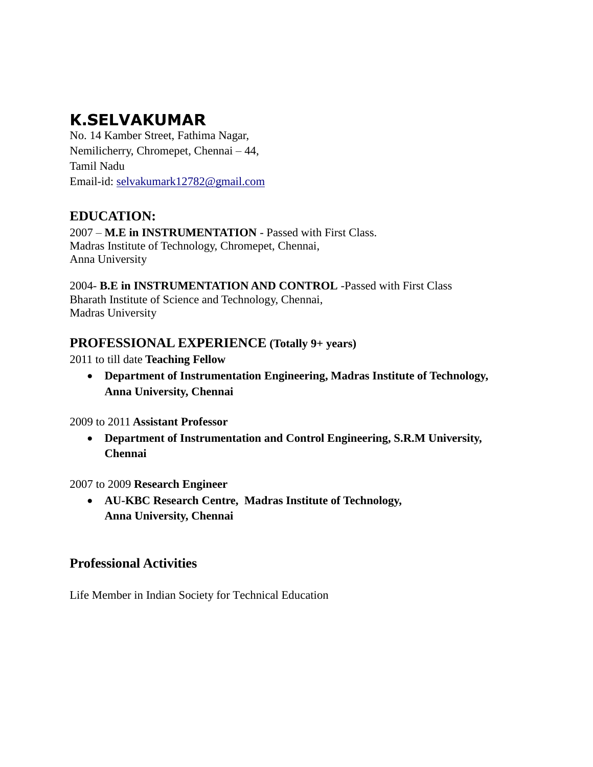# K.SELVAKUMAR

No. 14 Kamber Street, Fathima Nagar,
Nemilicherry, Chromepet, Chennai – 44,
Tamil Nadu
Email-id: selvakumark12782@gmail.com

## EDUCATION:

2007 – **M.E in INSTRUMENTATION** - Passed with First Class.
Madras Institute of Technology, Chromepet, Chennai,
Anna University

2004- **B.E in INSTRUMENTATION AND CONTROL** -Passed with First Class
Bharath Institute of Science and Technology, Chennai,
Madras University

## PROFESSIONAL EXPERIENCE (Totally 9+ years)

2011 to till date **Teaching Fellow**

- **Department of Instrumentation Engineering, Madras Institute of Technology, Anna University, Chennai**

2009 to 2011 **Assistant Professor**

- **Department of Instrumentation and Control Engineering, S.R.M University, Chennai**

2007 to 2009 **Research Engineer**

- **AU-KBC Research Centre, Madras Institute of Technology, Anna University, Chennai**

## Professional Activities

Life Member in Indian Society for Technical Education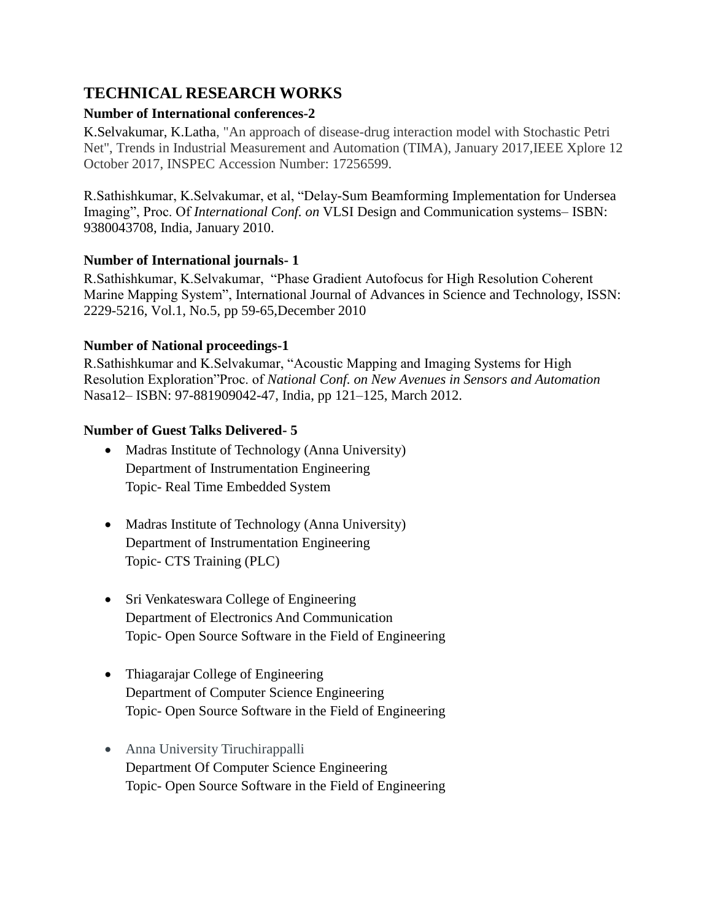## TECHNICAL RESEARCH WORKS

**Number of International conferences-2**

K.Selvakumar, K.Latha, "An approach of disease-drug interaction model with Stochastic Petri Net", Trends in Industrial Measurement and Automation (TIMA), January 2017,IEEE Xplore 12 October 2017, INSPEC Accession Number: 17256599.

R.Sathishkumar, K.Selvakumar, et al, "Delay-Sum Beamforming Implementation for Undersea Imaging", Proc. Of *International Conf. on* VLSI Design and Communication systems– ISBN: 9380043708, India, January 2010.

**Number of International journals- 1**

R.Sathishkumar, K.Selvakumar, "Phase Gradient Autofocus for High Resolution Coherent Marine Mapping System", International Journal of Advances in Science and Technology, ISSN: 2229-5216, Vol.1, No.5, pp 59-65,December 2010

**Number of National proceedings-1**

R.Sathishkumar and K.Selvakumar, "Acoustic Mapping and Imaging Systems for High Resolution Exploration"Proc. of *National Conf. on New Avenues in Sensors and Automation* Nasa12– ISBN: 97-881909042-47, India, pp 121–125, March 2012.

**Number of Guest Talks Delivered- 5**

- Madras Institute of Technology (Anna University)
  Department of Instrumentation Engineering
  Topic- Real Time Embedded System

- Madras Institute of Technology (Anna University)
  Department of Instrumentation Engineering
  Topic- CTS Training (PLC)

- Sri Venkateswara College of Engineering
  Department of Electronics And Communication
  Topic- Open Source Software in the Field of Engineering

- Thiagarajar College of Engineering
  Department of Computer Science Engineering
  Topic- Open Source Software in the Field of Engineering

- Anna University Tiruchirappalli
  Department Of Computer Science Engineering
  Topic- Open Source Software in the Field of Engineering